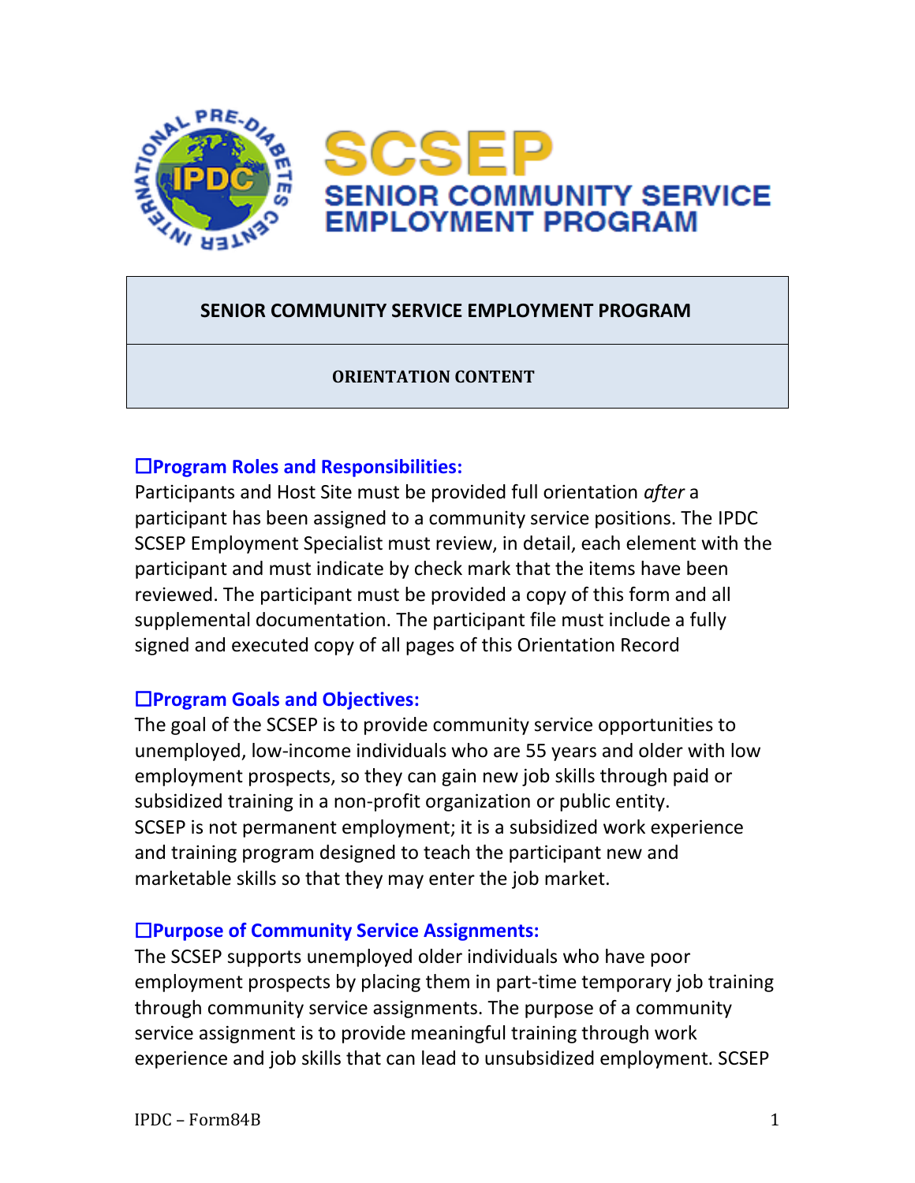# SCSEP
## SENIOR COMMUNITY SERVICE EMPLOYMENT PROGRAM

| SENIOR COMMUNITY SERVICE EMPLOYMENT PROGRAM |
|---|
| **ORIENTATION CONTENT** |

### ☐Program Roles and Responsibilities:

Participants and Host Site must be provided full orientation *after* a participant has been assigned to a community service positions. The IPDC SCSEP Employment Specialist must review, in detail, each element with the participant and must indicate by check mark that the items have been reviewed. The participant must be provided a copy of this form and all supplemental documentation. The participant file must include a fully signed and executed copy of all pages of this Orientation Record

### ☐Program Goals and Objectives:

The goal of the SCSEP is to provide community service opportunities to unemployed, low-income individuals who are 55 years and older with low employment prospects, so they can gain new job skills through paid or subsidized training in a non-profit organization or public entity.
SCSEP is not permanent employment; it is a subsidized work experience and training program designed to teach the participant new and marketable skills so that they may enter the job market.

### ☐Purpose of Community Service Assignments:

The SCSEP supports unemployed older individuals who have poor employment prospects by placing them in part-time temporary job training through community service assignments. The purpose of a community service assignment is to provide meaningful training through work experience and job skills that can lead to unsubsidized employment. SCSEP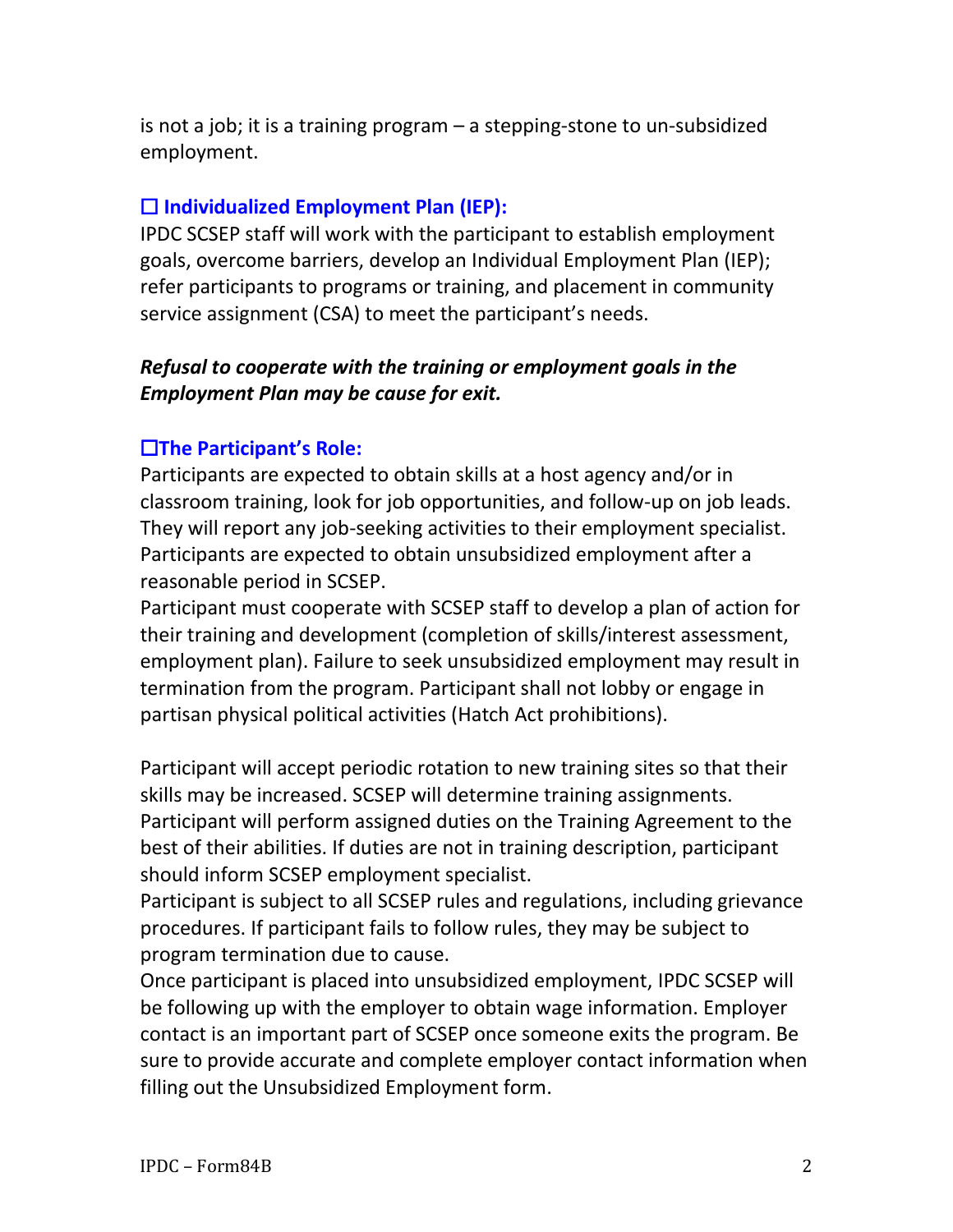is not a job; it is a training program – a stepping-stone to un-subsidized employment.

### ☐ Individualized Employment Plan (IEP):

IPDC SCSEP staff will work with the participant to establish employment goals, overcome barriers, develop an Individual Employment Plan (IEP); refer participants to programs or training, and placement in community service assignment (CSA) to meet the participant's needs.

***Refusal to cooperate with the training or employment goals in the Employment Plan may be cause for exit.***

### ☐The Participant's Role:

Participants are expected to obtain skills at a host agency and/or in classroom training, look for job opportunities, and follow-up on job leads. They will report any job-seeking activities to their employment specialist. Participants are expected to obtain unsubsidized employment after a reasonable period in SCSEP.

Participant must cooperate with SCSEP staff to develop a plan of action for their training and development (completion of skills/interest assessment, employment plan). Failure to seek unsubsidized employment may result in termination from the program. Participant shall not lobby or engage in partisan physical political activities (Hatch Act prohibitions).

Participant will accept periodic rotation to new training sites so that their skills may be increased. SCSEP will determine training assignments.

Participant will perform assigned duties on the Training Agreement to the best of their abilities. If duties are not in training description, participant should inform SCSEP employment specialist.

Participant is subject to all SCSEP rules and regulations, including grievance procedures. If participant fails to follow rules, they may be subject to program termination due to cause.

Once participant is placed into unsubsidized employment, IPDC SCSEP will be following up with the employer to obtain wage information. Employer contact is an important part of SCSEP once someone exits the program. Be sure to provide accurate and complete employer contact information when filling out the Unsubsidized Employment form.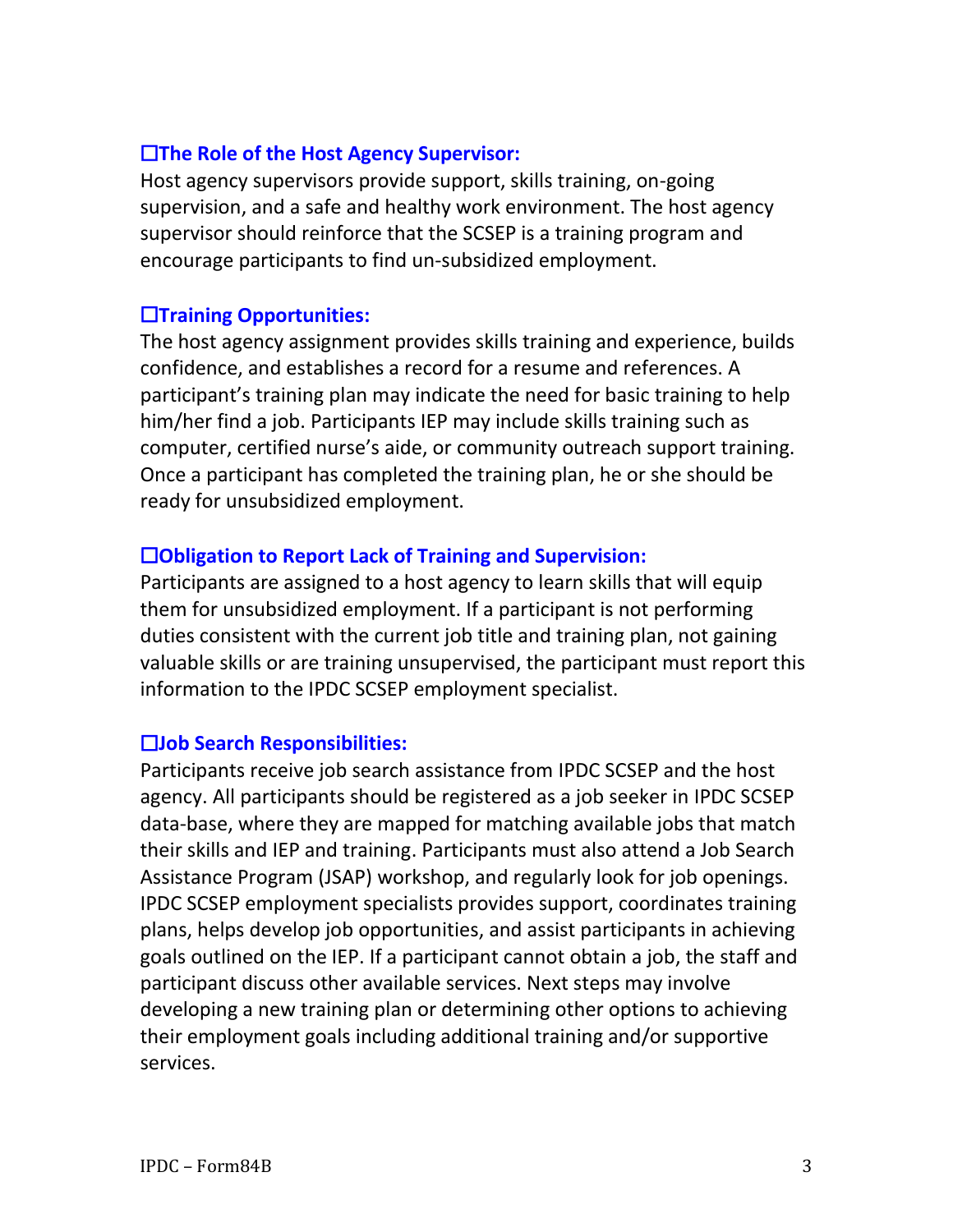**☐The Role of the Host Agency Supervisor:**

Host agency supervisors provide support, skills training, on-going supervision, and a safe and healthy work environment. The host agency supervisor should reinforce that the SCSEP is a training program and encourage participants to find un-subsidized employment.

**☐Training Opportunities:**

The host agency assignment provides skills training and experience, builds confidence, and establishes a record for a resume and references. A participant's training plan may indicate the need for basic training to help him/her find a job. Participants IEP may include skills training such as computer, certified nurse's aide, or community outreach support training. Once a participant has completed the training plan, he or she should be ready for unsubsidized employment.

**☐Obligation to Report Lack of Training and Supervision:**

Participants are assigned to a host agency to learn skills that will equip them for unsubsidized employment. If a participant is not performing duties consistent with the current job title and training plan, not gaining valuable skills or are training unsupervised, the participant must report this information to the IPDC SCSEP employment specialist.

**☐Job Search Responsibilities:**

Participants receive job search assistance from IPDC SCSEP and the host agency. All participants should be registered as a job seeker in IPDC SCSEP data-base, where they are mapped for matching available jobs that match their skills and IEP and training. Participants must also attend a Job Search Assistance Program (JSAP) workshop, and regularly look for job openings. IPDC SCSEP employment specialists provides support, coordinates training plans, helps develop job opportunities, and assist participants in achieving goals outlined on the IEP. If a participant cannot obtain a job, the staff and participant discuss other available services. Next steps may involve developing a new training plan or determining other options to achieving their employment goals including additional training and/or supportive services.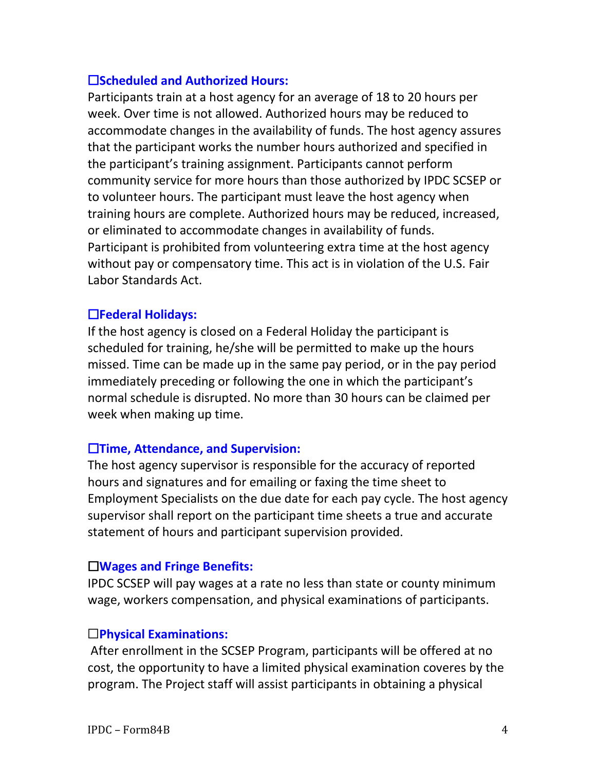### ☐Scheduled and Authorized Hours:

Participants train at a host agency for an average of 18 to 20 hours per week. Over time is not allowed. Authorized hours may be reduced to accommodate changes in the availability of funds. The host agency assures that the participant works the number hours authorized and specified in the participant's training assignment. Participants cannot perform community service for more hours than those authorized by IPDC SCSEP or to volunteer hours. The participant must leave the host agency when training hours are complete. Authorized hours may be reduced, increased, or eliminated to accommodate changes in availability of funds. Participant is prohibited from volunteering extra time at the host agency without pay or compensatory time. This act is in violation of the U.S. Fair Labor Standards Act.

### ☐Federal Holidays:

If the host agency is closed on a Federal Holiday the participant is scheduled for training, he/she will be permitted to make up the hours missed. Time can be made up in the same pay period, or in the pay period immediately preceding or following the one in which the participant's normal schedule is disrupted. No more than 30 hours can be claimed per week when making up time.

### ☐Time, Attendance, and Supervision:

The host agency supervisor is responsible for the accuracy of reported hours and signatures and for emailing or faxing the time sheet to Employment Specialists on the due date for each pay cycle. The host agency supervisor shall report on the participant time sheets a true and accurate statement of hours and participant supervision provided.

### ☐Wages and Fringe Benefits:

IPDC SCSEP will pay wages at a rate no less than state or county minimum wage, workers compensation, and physical examinations of participants.

### ☐Physical Examinations:

After enrollment in the SCSEP Program, participants will be offered at no cost, the opportunity to have a limited physical examination coveres by the program. The Project staff will assist participants in obtaining a physical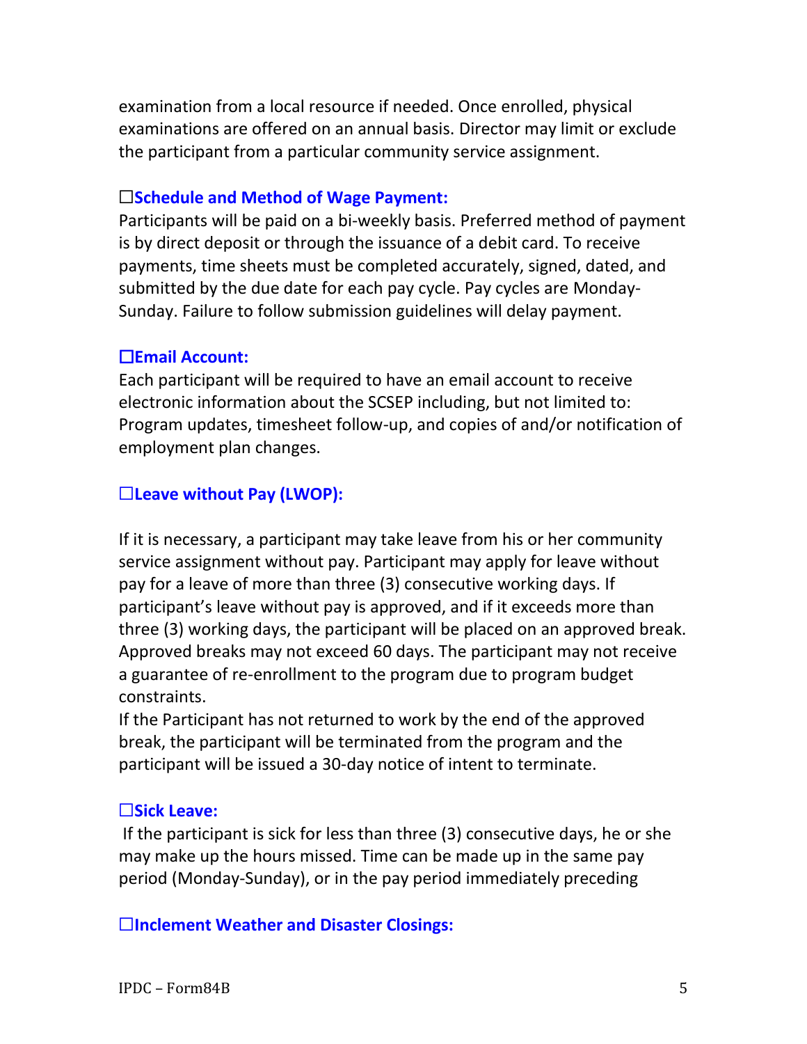examination from a local resource if needed. Once enrolled, physical examinations are offered on an annual basis. Director may limit or exclude the participant from a particular community service assignment.

☐**Schedule and Method of Wage Payment:**

Participants will be paid on a bi-weekly basis. Preferred method of payment is by direct deposit or through the issuance of a debit card. To receive payments, time sheets must be completed accurately, signed, dated, and submitted by the due date for each pay cycle. Pay cycles are Monday-Sunday. Failure to follow submission guidelines will delay payment.

☐**Email Account:**

Each participant will be required to have an email account to receive electronic information about the SCSEP including, but not limited to: Program updates, timesheet follow-up, and copies of and/or notification of employment plan changes.

☐**Leave without Pay (LWOP):**

If it is necessary, a participant may take leave from his or her community service assignment without pay. Participant may apply for leave without pay for a leave of more than three (3) consecutive working days. If participant's leave without pay is approved, and if it exceeds more than three (3) working days, the participant will be placed on an approved break. Approved breaks may not exceed 60 days. The participant may not receive a guarantee of re-enrollment to the program due to program budget constraints.

If the Participant has not returned to work by the end of the approved break, the participant will be terminated from the program and the participant will be issued a 30-day notice of intent to terminate.

☐**Sick Leave:**

If the participant is sick for less than three (3) consecutive days, he or she may make up the hours missed. Time can be made up in the same pay period (Monday-Sunday), or in the pay period immediately preceding

☐**Inclement Weather and Disaster Closings:**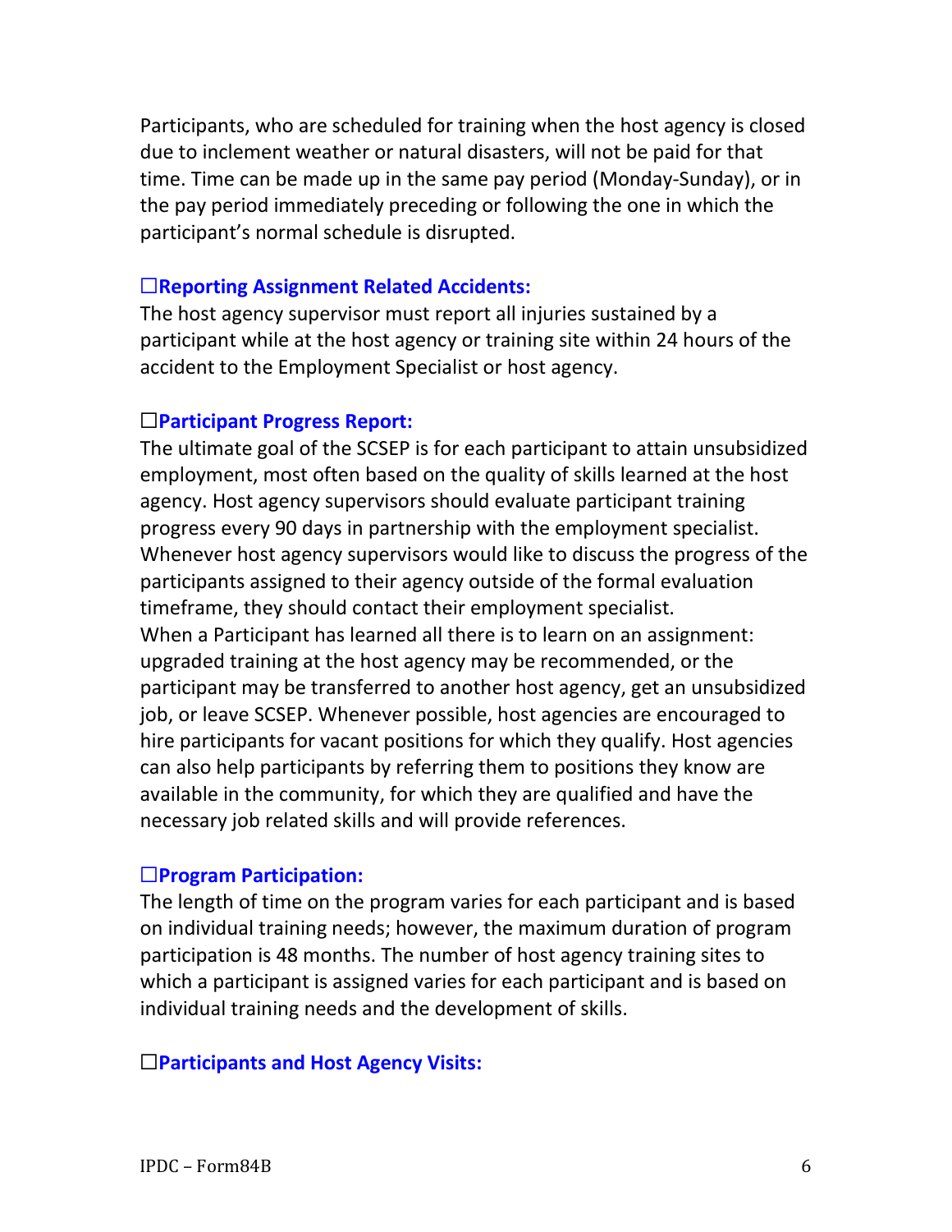Participants, who are scheduled for training when the host agency is closed due to inclement weather or natural disasters, will not be paid for that time. Time can be made up in the same pay period (Monday-Sunday), or in the pay period immediately preceding or following the one in which the participant's normal schedule is disrupted.

☐**Reporting Assignment Related Accidents:**

The host agency supervisor must report all injuries sustained by a participant while at the host agency or training site within 24 hours of the accident to the Employment Specialist or host agency.

☐**Participant Progress Report:**

The ultimate goal of the SCSEP is for each participant to attain unsubsidized employment, most often based on the quality of skills learned at the host agency. Host agency supervisors should evaluate participant training progress every 90 days in partnership with the employment specialist. Whenever host agency supervisors would like to discuss the progress of the participants assigned to their agency outside of the formal evaluation timeframe, they should contact their employment specialist.
When a Participant has learned all there is to learn on an assignment: upgraded training at the host agency may be recommended, or the participant may be transferred to another host agency, get an unsubsidized job, or leave SCSEP. Whenever possible, host agencies are encouraged to hire participants for vacant positions for which they qualify. Host agencies can also help participants by referring them to positions they know are available in the community, for which they are qualified and have the necessary job related skills and will provide references.

☐**Program Participation:**

The length of time on the program varies for each participant and is based on individual training needs; however, the maximum duration of program participation is 48 months. The number of host agency training sites to which a participant is assigned varies for each participant and is based on individual training needs and the development of skills.

☐**Participants and Host Agency Visits:**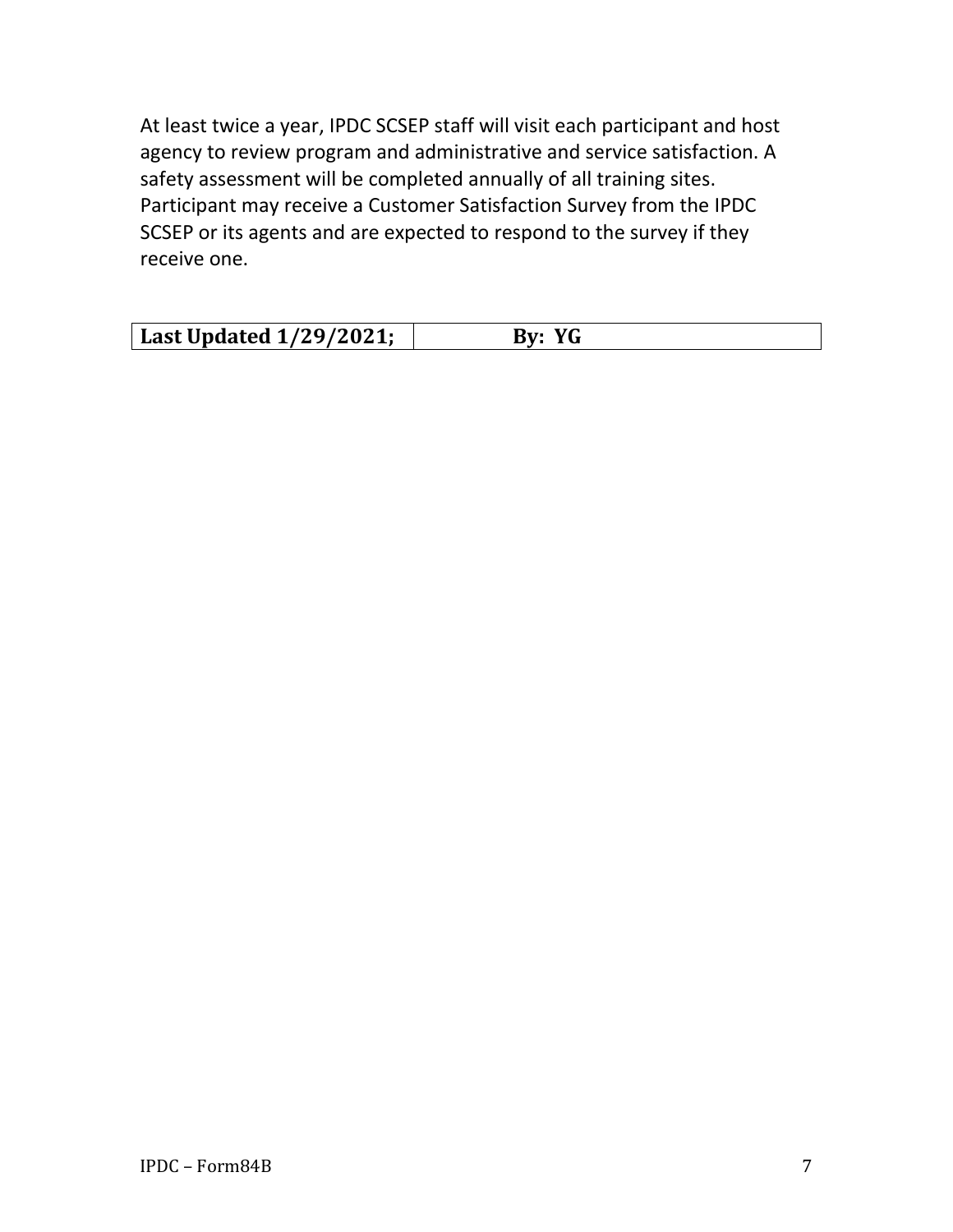At least twice a year, IPDC SCSEP staff will visit each participant and host agency to review program and administrative and service satisfaction. A safety assessment will be completed annually of all training sites. Participant may receive a Customer Satisfaction Survey from the IPDC SCSEP or its agents and are expected to respond to the survey if they receive one.

| | |
|---|---|
| **Last Updated 1/29/2021;** | **By: YG** |